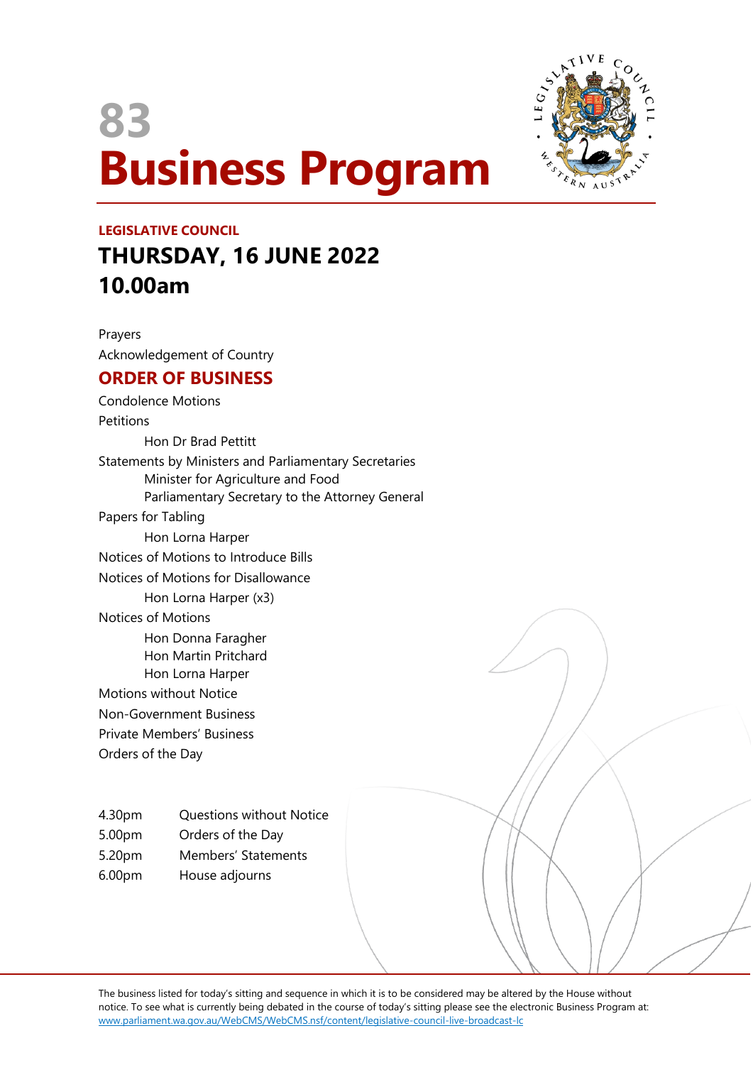# 83
# Business Program

**LEGISLATIVE COUNCIL**

## THURSDAY, 16 JUNE 2022
## 10.00am

Prayers

Acknowledgement of Country

## ORDER OF BUSINESS

Condolence Motions

Petitions

- Hon Dr Brad Pettitt

Statements by Ministers and Parliamentary Secretaries

- Minister for Agriculture and Food
- Parliamentary Secretary to the Attorney General

Papers for Tabling

- Hon Lorna Harper

Notices of Motions to Introduce Bills

Notices of Motions for Disallowance

- Hon Lorna Harper (x3)

Notices of Motions

- Hon Donna Faragher
- Hon Martin Pritchard
- Hon Lorna Harper

Motions without Notice

Non-Government Business

Private Members' Business

Orders of the Day

| | |
|---|---|
| 4.30pm | Questions without Notice |
| 5.00pm | Orders of the Day |
| 5.20pm | Members' Statements |
| 6.00pm | House adjourns |

The business listed for today's sitting and sequence in which it is to be considered may be altered by the House without notice. To see what is currently being debated in the course of today's sitting please see the electronic Business Program at: www.parliament.wa.gov.au/WebCMS/WebCMS.nsf/content/legislative-council-live-broadcast-lc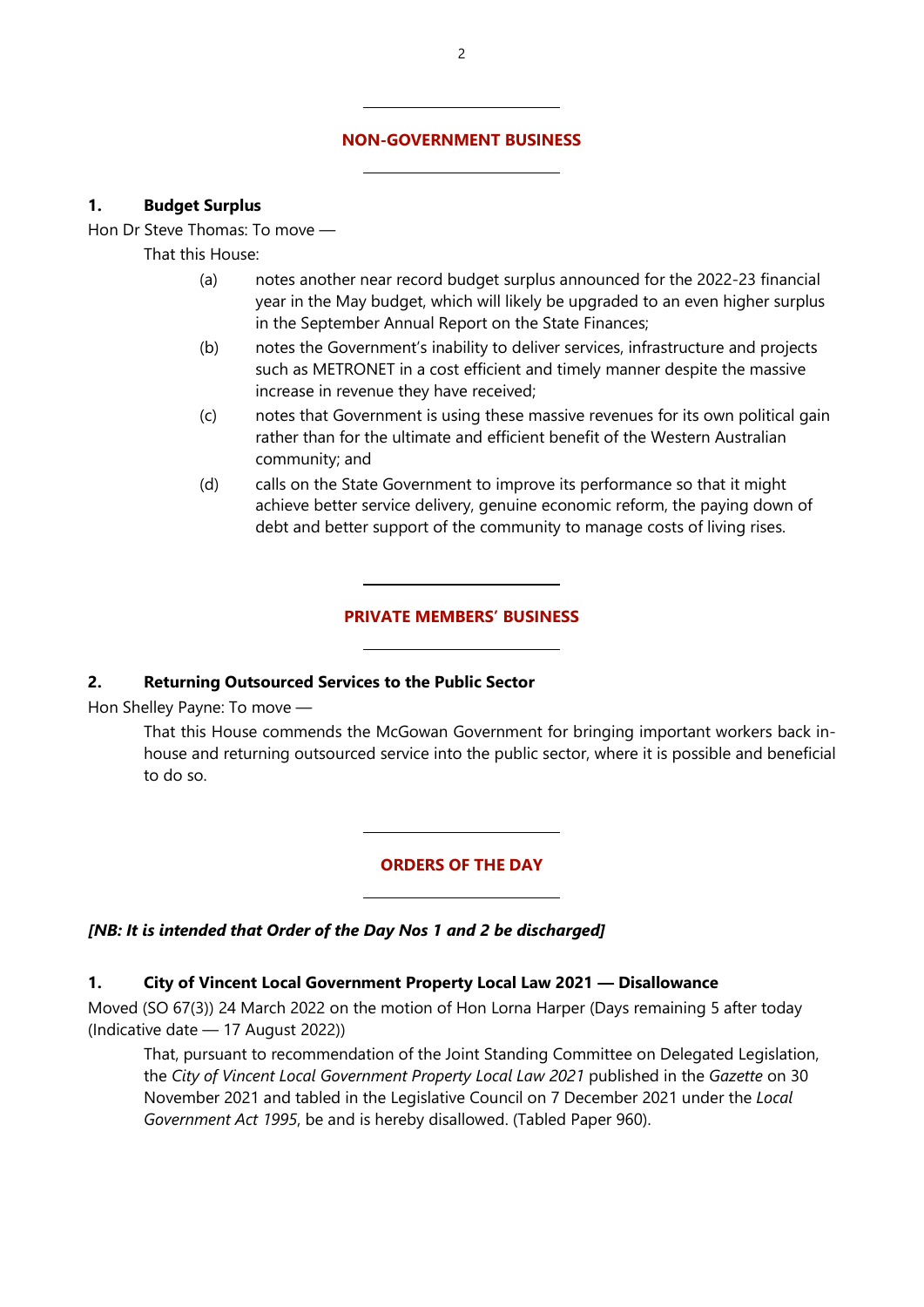## NON-GOVERNMENT BUSINESS

### 1. Budget Surplus

Hon Dr Steve Thomas: To move —

That this House:

(a) notes another near record budget surplus announced for the 2022-23 financial year in the May budget, which will likely be upgraded to an even higher surplus in the September Annual Report on the State Finances;

(b) notes the Government's inability to deliver services, infrastructure and projects such as METRONET in a cost efficient and timely manner despite the massive increase in revenue they have received;

(c) notes that Government is using these massive revenues for its own political gain rather than for the ultimate and efficient benefit of the Western Australian community; and

(d) calls on the State Government to improve its performance so that it might achieve better service delivery, genuine economic reform, the paying down of debt and better support of the community to manage costs of living rises.

## PRIVATE MEMBERS' BUSINESS

### 2. Returning Outsourced Services to the Public Sector

Hon Shelley Payne: To move —

That this House commends the McGowan Government for bringing important workers back in-house and returning outsourced service into the public sector, where it is possible and beneficial to do so.

## ORDERS OF THE DAY

***[NB: It is intended that Order of the Day Nos 1 and 2 be discharged]***

### 1. City of Vincent Local Government Property Local Law 2021 — Disallowance

Moved (SO 67(3)) 24 March 2022 on the motion of Hon Lorna Harper (Days remaining 5 after today (Indicative date — 17 August 2022))

That, pursuant to recommendation of the Joint Standing Committee on Delegated Legislation, the *City of Vincent Local Government Property Local Law 2021* published in the *Gazette* on 30 November 2021 and tabled in the Legislative Council on 7 December 2021 under the *Local Government Act 1995*, be and is hereby disallowed. (Tabled Paper 960).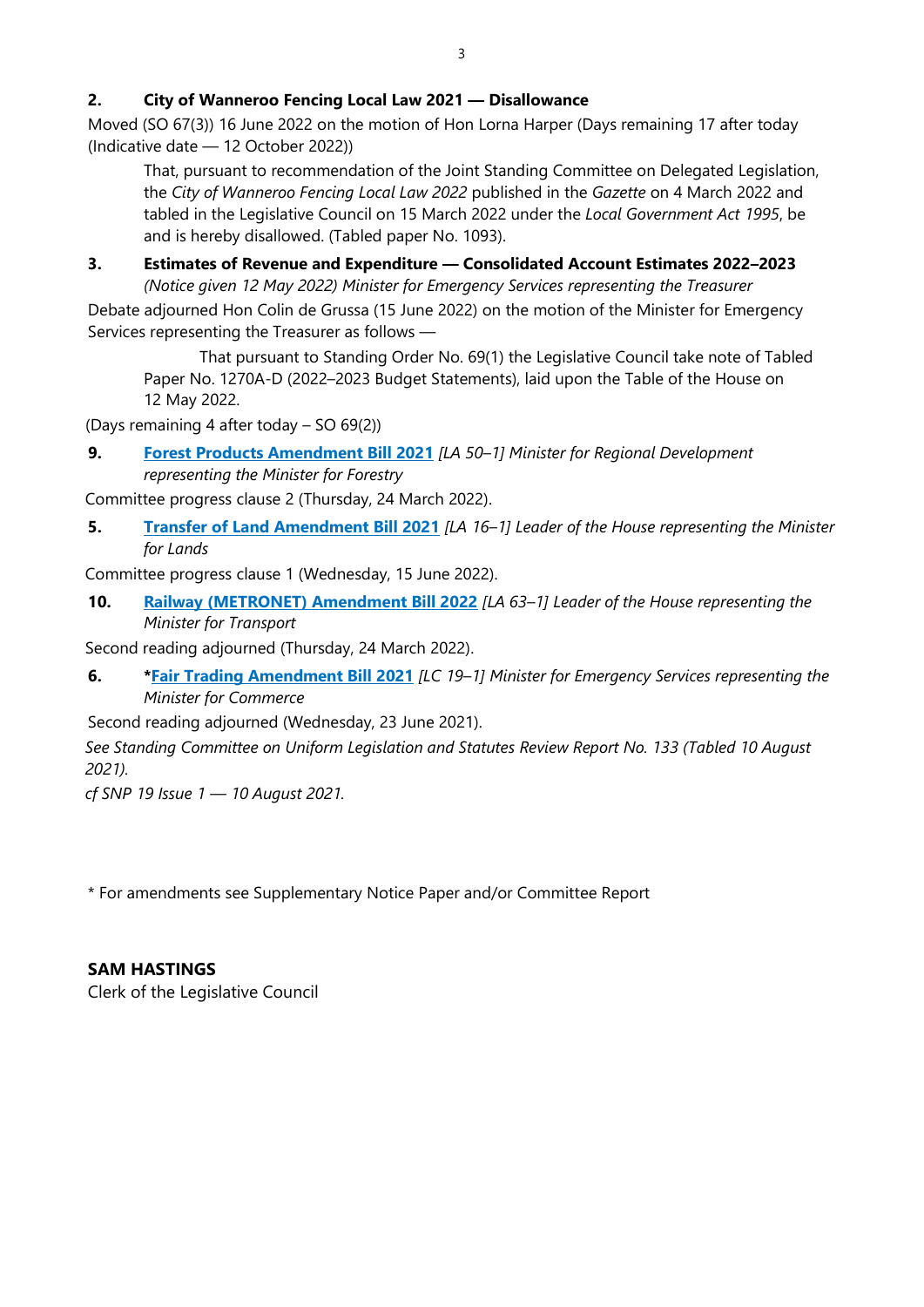**2. City of Wanneroo Fencing Local Law 2021 — Disallowance**

Moved (SO 67(3)) 16 June 2022 on the motion of Hon Lorna Harper (Days remaining 17 after today (Indicative date — 12 October 2022))

> That, pursuant to recommendation of the Joint Standing Committee on Delegated Legislation, the *City of Wanneroo Fencing Local Law 2022* published in the *Gazette* on 4 March 2022 and tabled in the Legislative Council on 15 March 2022 under the *Local Government Act 1995*, be and is hereby disallowed. (Tabled paper No. 1093).

**3. Estimates of Revenue and Expenditure — Consolidated Account Estimates 2022–2023**
*(Notice given 12 May 2022) Minister for Emergency Services representing the Treasurer*

Debate adjourned Hon Colin de Grussa (15 June 2022) on the motion of the Minister for Emergency Services representing the Treasurer as follows —

> That pursuant to Standing Order No. 69(1) the Legislative Council take note of Tabled Paper No. 1270A-D (2022–2023 Budget Statements), laid upon the Table of the House on 12 May 2022.

(Days remaining 4 after today – SO 69(2))

**9.** **Forest Products Amendment Bill 2021** *[LA 50–1] Minister for Regional Development representing the Minister for Forestry*

Committee progress clause 2 (Thursday, 24 March 2022).

**5.** **Transfer of Land Amendment Bill 2021** *[LA 16–1] Leader of the House representing the Minister for Lands*

Committee progress clause 1 (Wednesday, 15 June 2022).

**10.** **Railway (METRONET) Amendment Bill 2022** *[LA 63–1] Leader of the House representing the Minister for Transport*

Second reading adjourned (Thursday, 24 March 2022).

**6.** ***Fair Trading Amendment Bill 2021** *[LC 19–1] Minister for Emergency Services representing the Minister for Commerce*

Second reading adjourned (Wednesday, 23 June 2021).

*See Standing Committee on Uniform Legislation and Statutes Review Report No. 133 (Tabled 10 August 2021).*

*cf SNP 19 Issue 1 — 10 August 2021.*

\* For amendments see Supplementary Notice Paper and/or Committee Report

**SAM HASTINGS**
Clerk of the Legislative Council